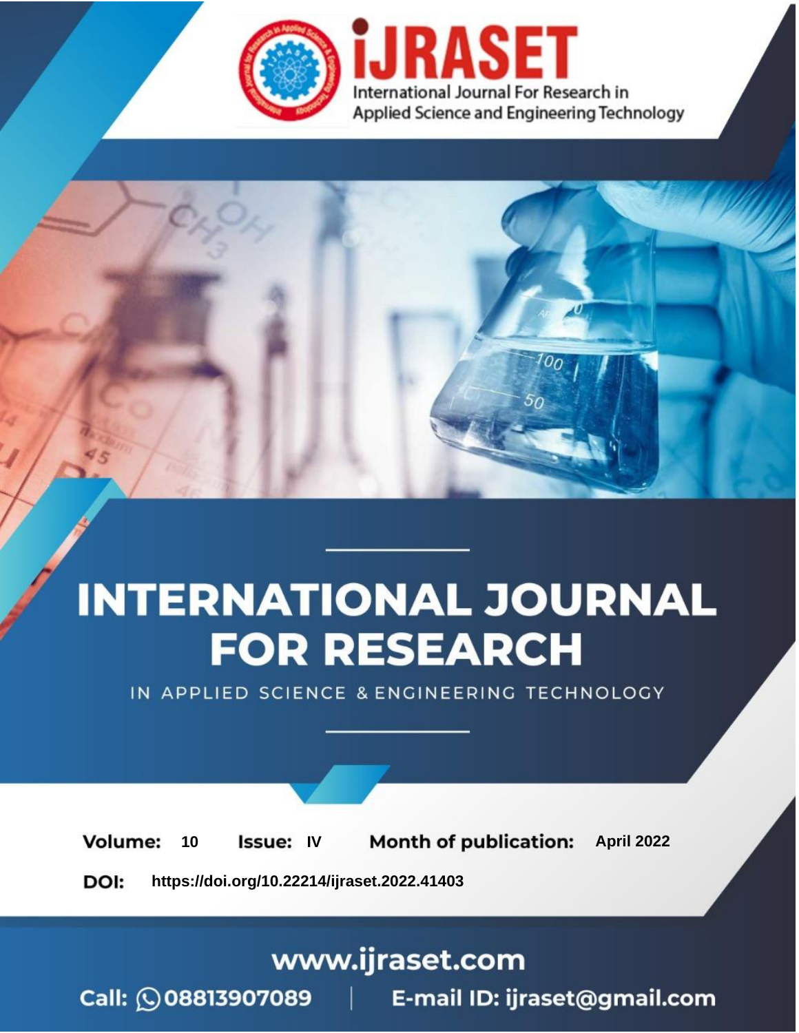iJRASET

International Journal For Research in Applied Science and Engineering Technology

# INTERNATIONAL JOURNAL FOR RESEARCH

IN APPLIED SCIENCE & ENGINEERING TECHNOLOGY

**Volume:** 10 **Issue:** IV **Month of publication:** April 2022

**DOI:** https://doi.org/10.22214/ijraset.2022.41403

www.ijraset.com

Call: 08813907089 | E-mail ID: ijraset@gmail.com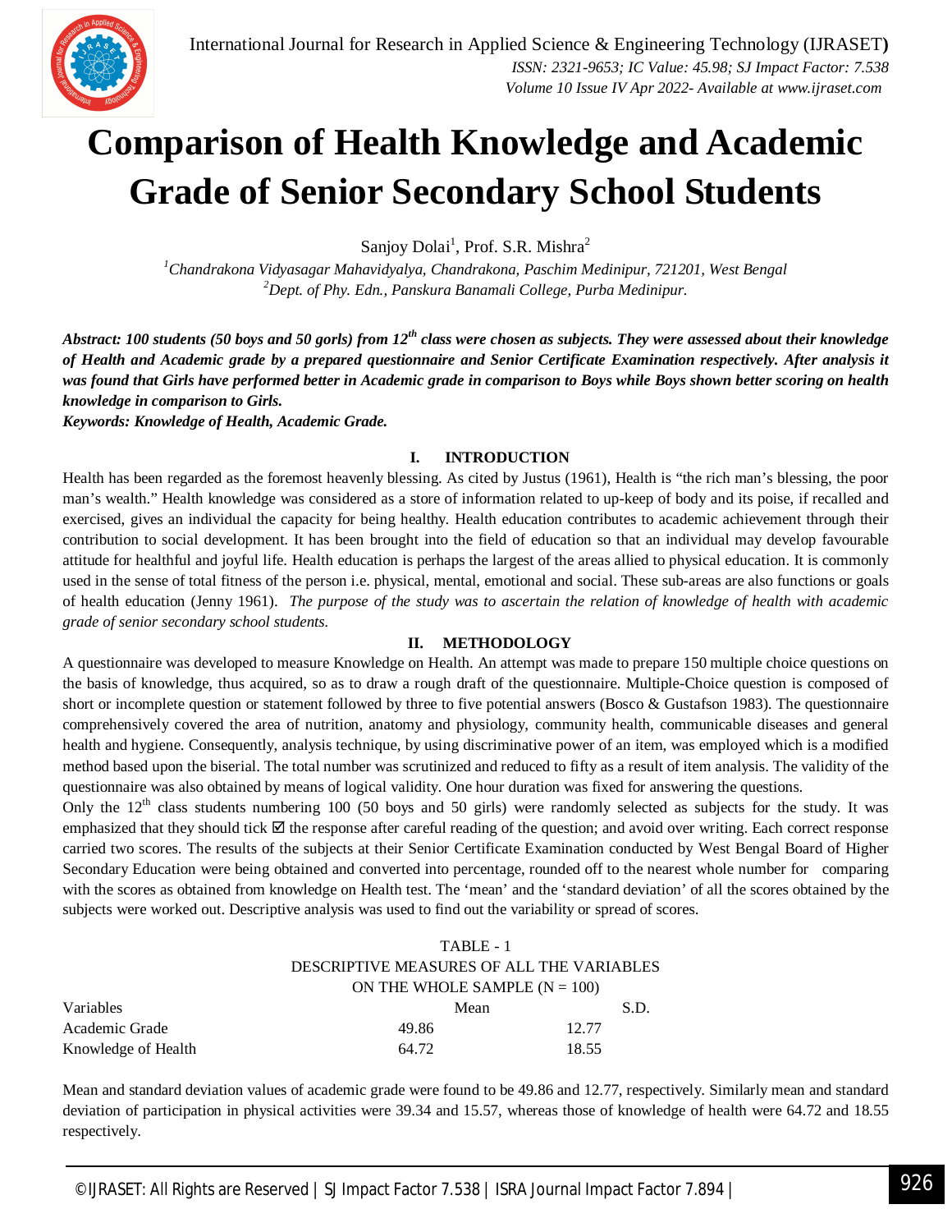# Comparison of Health Knowledge and Academic Grade of Senior Secondary School Students

Sanjoy Dolai[1], Prof. S.R. Mishra[2]

[1]*Chandrakona Vidyasagar Mahavidyalya, Chandrakona, Paschim Medinipur, 721201, West Bengal*
[2]*Dept. of Phy. Edn., Panskura Banamali College, Purba Medinipur.*

***Abstract:** 100 students (50 boys and 50 gorls) from 12th class were chosen as subjects. They were assessed about their knowledge of Health and Academic grade by a prepared questionnaire and Senior Certificate Examination respectively. After analysis it was found that Girls have performed better in Academic grade in comparison to Boys while Boys shown better scoring on health knowledge in comparison to Girls.*

***Keywords:** Knowledge of Health, Academic Grade.*

## I. INTRODUCTION

Health has been regarded as the foremost heavenly blessing. As cited by Justus (1961), Health is "the rich man's blessing, the poor man's wealth." Health knowledge was considered as a store of information related to up-keep of body and its poise, if recalled and exercised, gives an individual the capacity for being healthy. Health education contributes to academic achievement through their contribution to social development. It has been brought into the field of education so that an individual may develop favourable attitude for healthful and joyful life. Health education is perhaps the largest of the areas allied to physical education. It is commonly used in the sense of total fitness of the person i.e. physical, mental, emotional and social. These sub-areas are also functions or goals of health education (Jenny 1961). *The purpose of the study was to ascertain the relation of knowledge of health with academic grade of senior secondary school students.*

## II. METHODOLOGY

A questionnaire was developed to measure Knowledge on Health. An attempt was made to prepare 150 multiple choice questions on the basis of knowledge, thus acquired, so as to draw a rough draft of the questionnaire. Multiple-Choice question is composed of short or incomplete question or statement followed by three to five potential answers (Bosco & Gustafson 1983). The questionnaire comprehensively covered the area of nutrition, anatomy and physiology, community health, communicable diseases and general health and hygiene. Consequently, analysis technique, by using discriminative power of an item, was employed which is a modified method based upon the biserial. The total number was scrutinized and reduced to fifty as a result of item analysis. The validity of the questionnaire was also obtained by means of logical validity. One hour duration was fixed for answering the questions.

Only the 12th class students numbering 100 (50 boys and 50 girls) were randomly selected as subjects for the study. It was emphasized that they should tick ☑ the response after careful reading of the question; and avoid over writing. Each correct response carried two scores. The results of the subjects at their Senior Certificate Examination conducted by West Bengal Board of Higher Secondary Education were being obtained and converted into percentage, rounded off to the nearest whole number for comparing with the scores as obtained from knowledge on Health test. The 'mean' and the 'standard deviation' of all the scores obtained by the subjects were worked out. Descriptive analysis was used to find out the variability or spread of scores.

TABLE - 1
DESCRIPTIVE MEASURES OF ALL THE VARIABLES
ON THE WHOLE SAMPLE (N = 100)

| Variables | Mean | S.D. |
|---|---|---|
| Academic Grade | 49.86 | 12.77 |
| Knowledge of Health | 64.72 | 18.55 |

Mean and standard deviation values of academic grade were found to be 49.86 and 12.77, respectively. Similarly mean and standard deviation of participation in physical activities were 39.34 and 15.57, whereas those of knowledge of health were 64.72 and 18.55 respectively.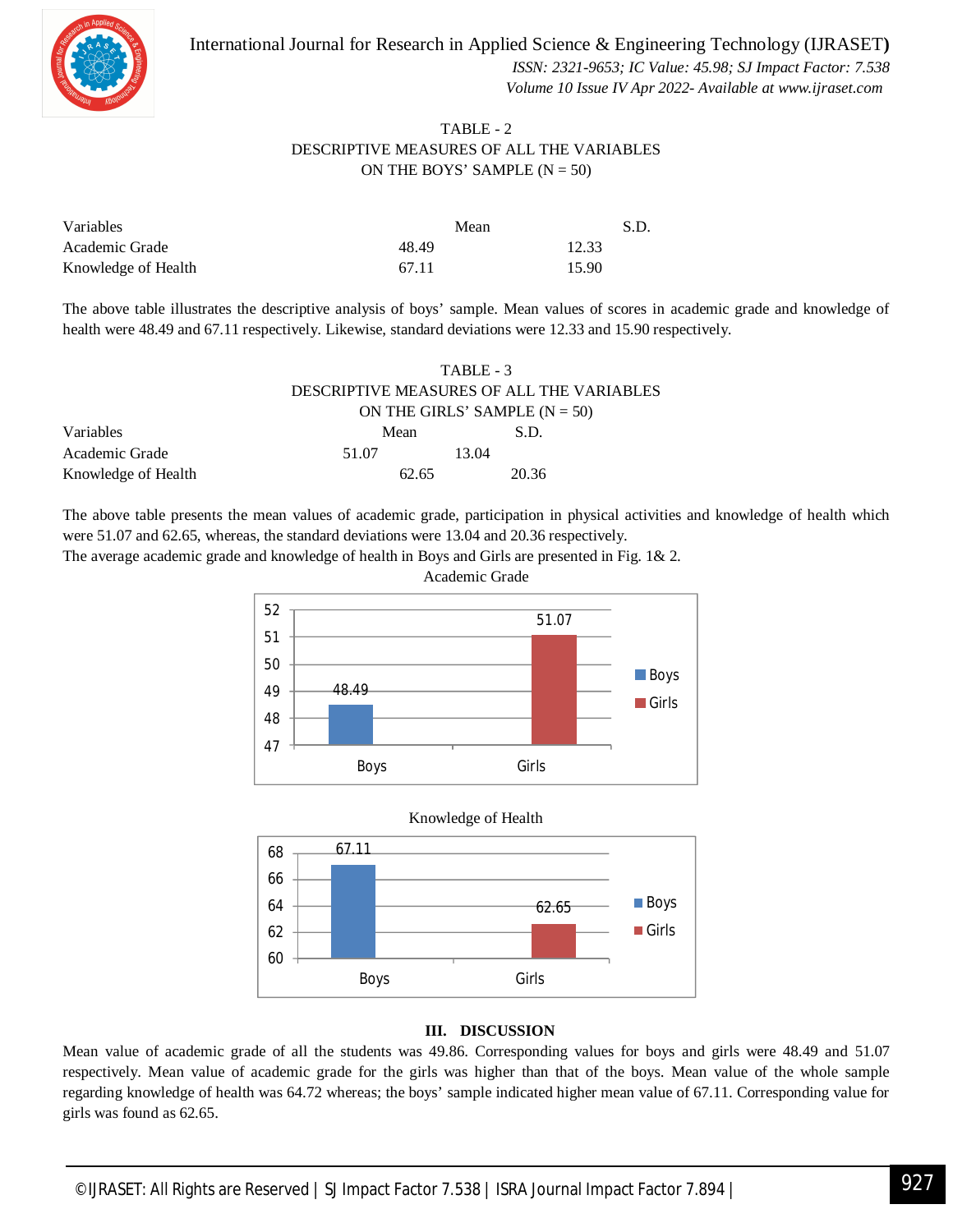TABLE - 2

DESCRIPTIVE MEASURES OF ALL THE VARIABLES

ON THE BOYS' SAMPLE (N = 50)

| Variables | Mean | S.D. |
|---|---|---|
| Academic Grade | 48.49 | 12.33 |
| Knowledge of Health | 67.11 | 15.90 |

The above table illustrates the descriptive analysis of boys' sample. Mean values of scores in academic grade and knowledge of health were 48.49 and 67.11 respectively. Likewise, standard deviations were 12.33 and 15.90 respectively.

TABLE - 3

DESCRIPTIVE MEASURES OF ALL THE VARIABLES

ON THE GIRLS' SAMPLE (N = 50)

| Variables | Mean | S.D. |
|---|---|---|
| Academic Grade | 51.07 | 13.04 |
| Knowledge of Health | 62.65 | 20.36 |

The above table presents the mean values of academic grade, participation in physical activities and knowledge of health which were 51.07 and 62.65, whereas, the standard deviations were 13.04 and 20.36 respectively.

The average academic grade and knowledge of health in Boys and Girls are presented in Fig. 1& 2.

Academic Grade

Knowledge of Health

## III. DISCUSSION

Mean value of academic grade of all the students was 49.86. Corresponding values for boys and girls were 48.49 and 51.07 respectively. Mean value of academic grade for the girls was higher than that of the boys. Mean value of the whole sample regarding knowledge of health was 64.72 whereas; the boys' sample indicated higher mean value of 67.11. Corresponding value for girls was found as 62.65.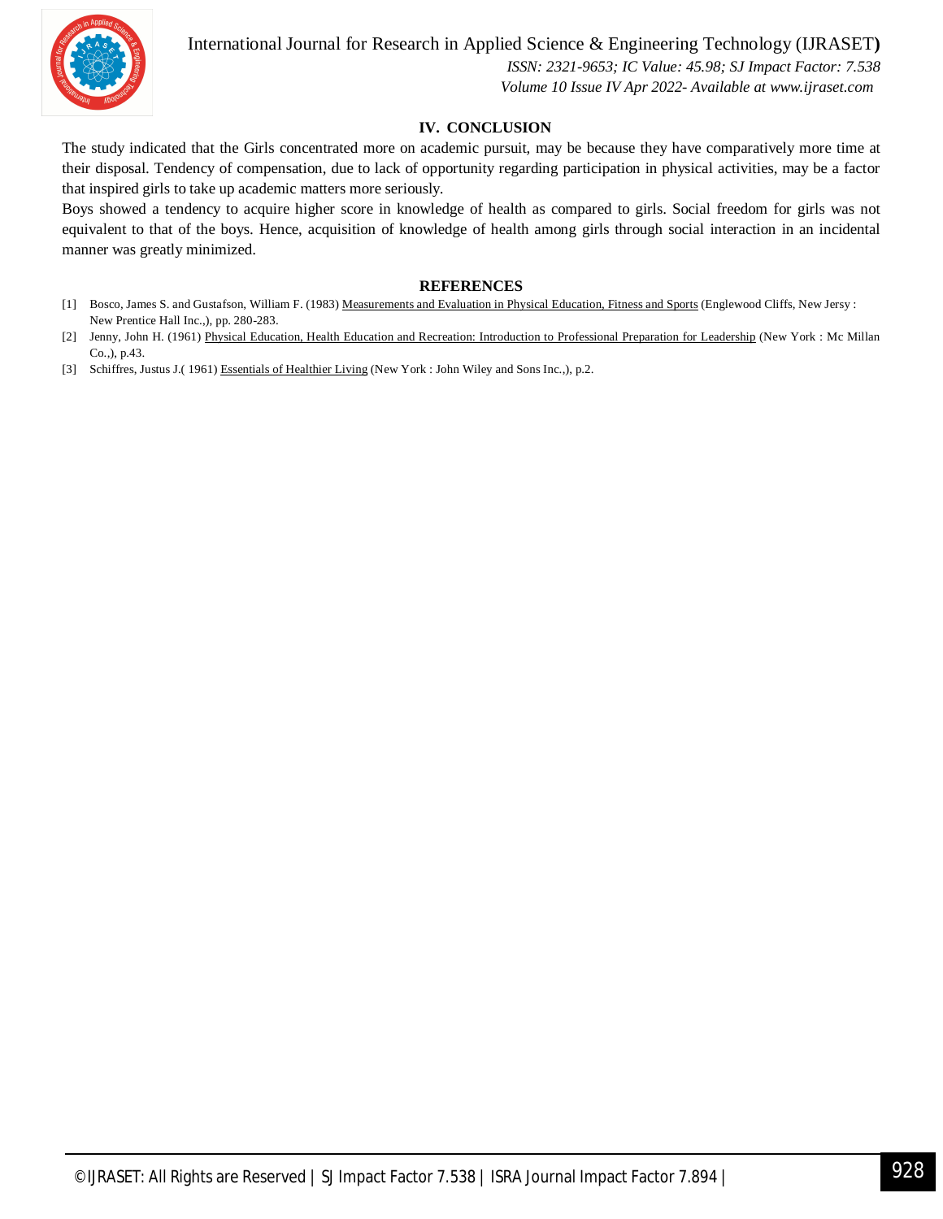## IV. CONCLUSION

The study indicated that the Girls concentrated more on academic pursuit, may be because they have comparatively more time at their disposal. Tendency of compensation, due to lack of opportunity regarding participation in physical activities, may be a factor that inspired girls to take up academic matters more seriously.

Boys showed a tendency to acquire higher score in knowledge of health as compared to girls. Social freedom for girls was not equivalent to that of the boys. Hence, acquisition of knowledge of health among girls through social interaction in an incidental manner was greatly minimized.

## REFERENCES

[1] Bosco, James S. and Gustafson, William F. (1983) Measurements and Evaluation in Physical Education, Fitness and Sports (Englewood Cliffs, New Jersy : New Prentice Hall Inc.,), pp. 280-283.

[2] Jenny, John H. (1961) Physical Education, Health Education and Recreation: Introduction to Professional Preparation for Leadership (New York : Mc Millan Co.,), p.43.

[3] Schiffres, Justus J.( 1961) Essentials of Healthier Living (New York : John Wiley and Sons Inc.,), p.2.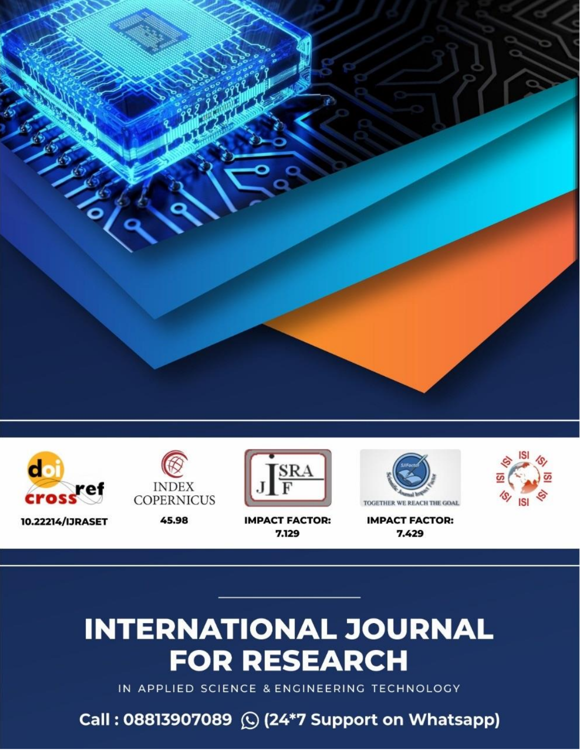10.22214/IJRASET

45.98

IMPACT FACTOR: 7.129

IMPACT FACTOR: 7.429

# INTERNATIONAL JOURNAL FOR RESEARCH

IN APPLIED SCIENCE & ENGINEERING TECHNOLOGY

Call : 08813907089 (24*7 Support on Whatsapp)